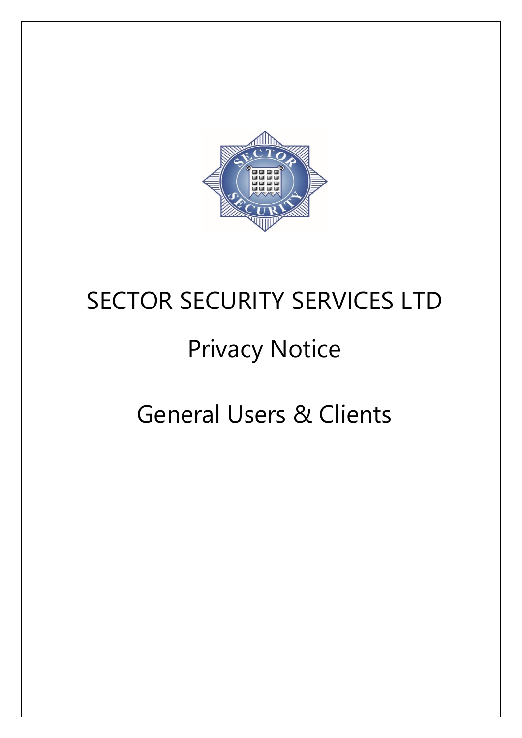# SECTOR SECURITY SERVICES LTD

## Privacy Notice

## General Users & Clients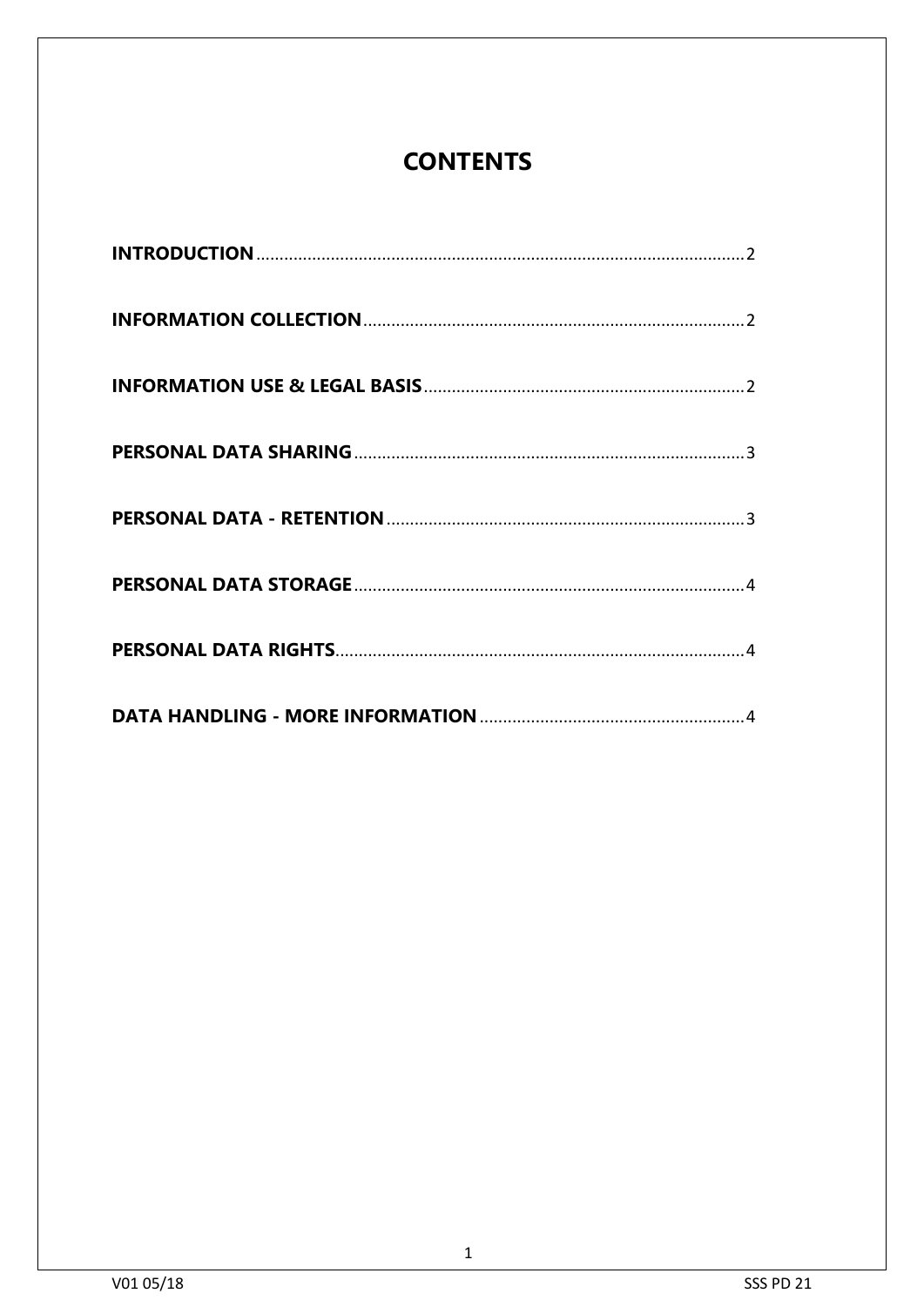# CONTENTS

**INTRODUCTION** ........................................................................................................ 2

**INFORMATION COLLECTION** .................................................................................. 2

**INFORMATION USE & LEGAL BASIS** ..................................................................... 2

**PERSONAL DATA SHARING** .................................................................................... 3

**PERSONAL DATA - RETENTION** ............................................................................. 3

**PERSONAL DATA STORAGE** .................................................................................... 4

**PERSONAL DATA RIGHTS** ........................................................................................ 4

**DATA HANDLING - MORE INFORMATION** ......................................................... 4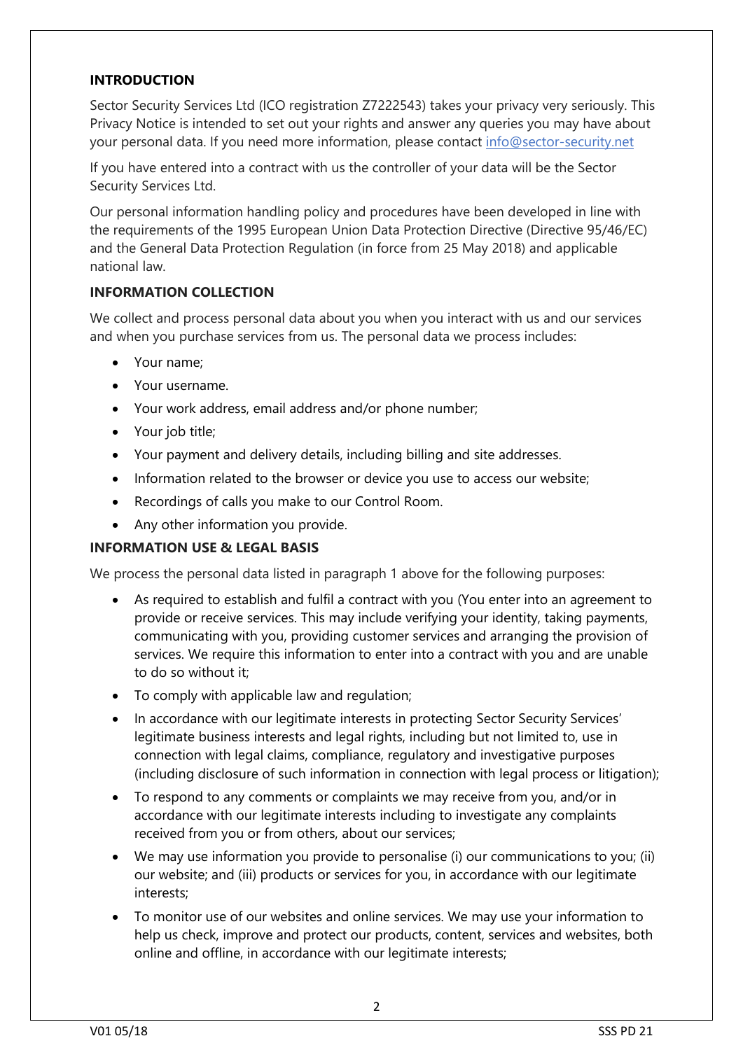## INTRODUCTION

Sector Security Services Ltd (ICO registration Z7222543) takes your privacy very seriously. This Privacy Notice is intended to set out your rights and answer any queries you may have about your personal data. If you need more information, please contact info@sector-security.net

If you have entered into a contract with us the controller of your data will be the Sector Security Services Ltd.

Our personal information handling policy and procedures have been developed in line with the requirements of the 1995 European Union Data Protection Directive (Directive 95/46/EC) and the General Data Protection Regulation (in force from 25 May 2018) and applicable national law.

## INFORMATION COLLECTION

We collect and process personal data about you when you interact with us and our services and when you purchase services from us. The personal data we process includes:

- Your name;
- Your username.
- Your work address, email address and/or phone number;
- Your job title;
- Your payment and delivery details, including billing and site addresses.
- Information related to the browser or device you use to access our website;
- Recordings of calls you make to our Control Room.
- Any other information you provide.

## INFORMATION USE & LEGAL BASIS

We process the personal data listed in paragraph 1 above for the following purposes:

- As required to establish and fulfil a contract with you (You enter into an agreement to provide or receive services. This may include verifying your identity, taking payments, communicating with you, providing customer services and arranging the provision of services. We require this information to enter into a contract with you and are unable to do so without it;
- To comply with applicable law and regulation;
- In accordance with our legitimate interests in protecting Sector Security Services' legitimate business interests and legal rights, including but not limited to, use in connection with legal claims, compliance, regulatory and investigative purposes (including disclosure of such information in connection with legal process or litigation);
- To respond to any comments or complaints we may receive from you, and/or in accordance with our legitimate interests including to investigate any complaints received from you or from others, about our services;
- We may use information you provide to personalise (i) our communications to you; (ii) our website; and (iii) products or services for you, in accordance with our legitimate interests;
- To monitor use of our websites and online services. We may use your information to help us check, improve and protect our products, content, services and websites, both online and offline, in accordance with our legitimate interests;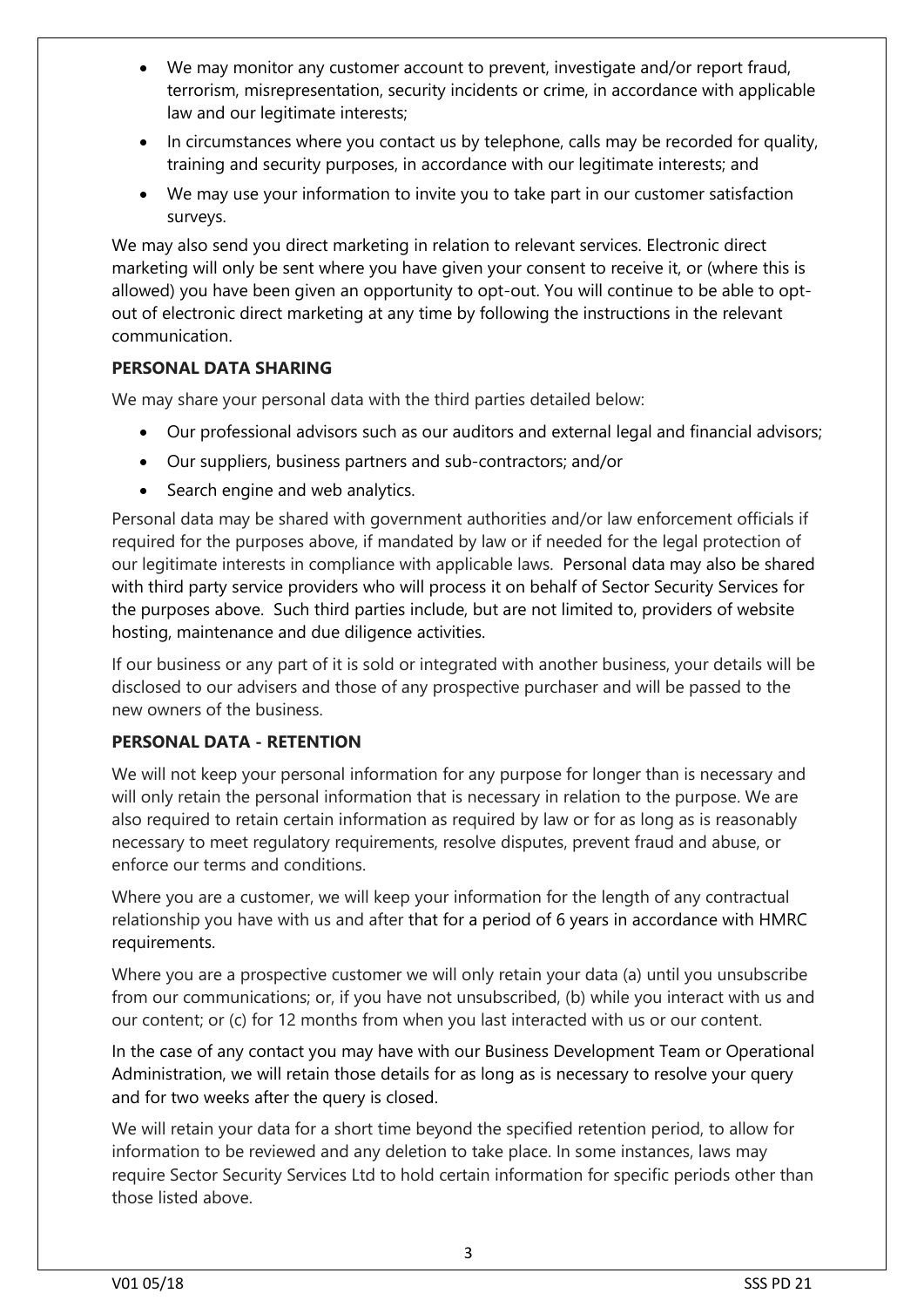- We may monitor any customer account to prevent, investigate and/or report fraud, terrorism, misrepresentation, security incidents or crime, in accordance with applicable law and our legitimate interests;
- In circumstances where you contact us by telephone, calls may be recorded for quality, training and security purposes, in accordance with our legitimate interests; and
- We may use your information to invite you to take part in our customer satisfaction surveys.

We may also send you direct marketing in relation to relevant services. Electronic direct marketing will only be sent where you have given your consent to receive it, or (where this is allowed) you have been given an opportunity to opt-out. You will continue to be able to opt-out of electronic direct marketing at any time by following the instructions in the relevant communication.

**PERSONAL DATA SHARING**

We may share your personal data with the third parties detailed below:

- Our professional advisors such as our auditors and external legal and financial advisors;
- Our suppliers, business partners and sub-contractors; and/or
- Search engine and web analytics.

Personal data may be shared with government authorities and/or law enforcement officials if required for the purposes above, if mandated by law or if needed for the legal protection of our legitimate interests in compliance with applicable laws. Personal data may also be shared with third party service providers who will process it on behalf of Sector Security Services for the purposes above. Such third parties include, but are not limited to, providers of website hosting, maintenance and due diligence activities.

If our business or any part of it is sold or integrated with another business, your details will be disclosed to our advisers and those of any prospective purchaser and will be passed to the new owners of the business.

**PERSONAL DATA - RETENTION**

We will not keep your personal information for any purpose for longer than is necessary and will only retain the personal information that is necessary in relation to the purpose. We are also required to retain certain information as required by law or for as long as is reasonably necessary to meet regulatory requirements, resolve disputes, prevent fraud and abuse, or enforce our terms and conditions.

Where you are a customer, we will keep your information for the length of any contractual relationship you have with us and after that for a period of 6 years in accordance with HMRC requirements.

Where you are a prospective customer we will only retain your data (a) until you unsubscribe from our communications; or, if you have not unsubscribed, (b) while you interact with us and our content; or (c) for 12 months from when you last interacted with us or our content.

In the case of any contact you may have with our Business Development Team or Operational Administration, we will retain those details for as long as is necessary to resolve your query and for two weeks after the query is closed.

We will retain your data for a short time beyond the specified retention period, to allow for information to be reviewed and any deletion to take place. In some instances, laws may require Sector Security Services Ltd to hold certain information for specific periods other than those listed above.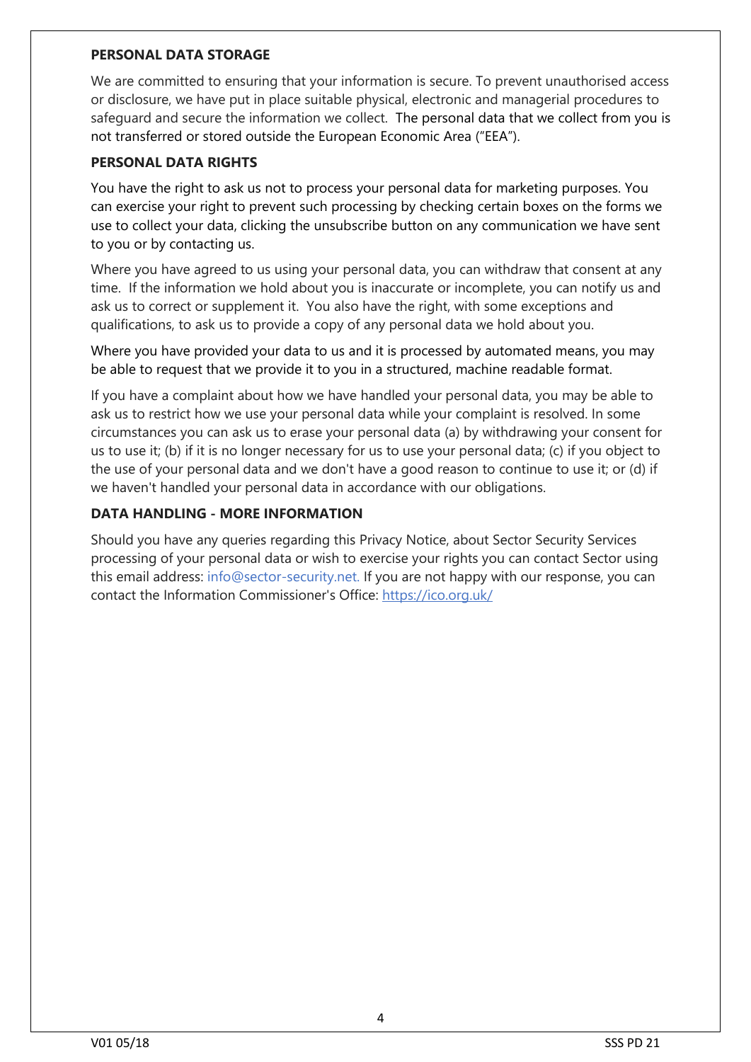**PERSONAL DATA STORAGE**

We are committed to ensuring that your information is secure. To prevent unauthorised access or disclosure, we have put in place suitable physical, electronic and managerial procedures to safeguard and secure the information we collect. The personal data that we collect from you is not transferred or stored outside the European Economic Area ("EEA").

**PERSONAL DATA RIGHTS**

You have the right to ask us not to process your personal data for marketing purposes. You can exercise your right to prevent such processing by checking certain boxes on the forms we use to collect your data, clicking the unsubscribe button on any communication we have sent to you or by contacting us.

Where you have agreed to us using your personal data, you can withdraw that consent at any time. If the information we hold about you is inaccurate or incomplete, you can notify us and ask us to correct or supplement it. You also have the right, with some exceptions and qualifications, to ask us to provide a copy of any personal data we hold about you.

Where you have provided your data to us and it is processed by automated means, you may be able to request that we provide it to you in a structured, machine readable format.

If you have a complaint about how we have handled your personal data, you may be able to ask us to restrict how we use your personal data while your complaint is resolved. In some circumstances you can ask us to erase your personal data (a) by withdrawing your consent for us to use it; (b) if it is no longer necessary for us to use your personal data; (c) if you object to the use of your personal data and we don't have a good reason to continue to use it; or (d) if we haven't handled your personal data in accordance with our obligations.

**DATA HANDLING - MORE INFORMATION**

Should you have any queries regarding this Privacy Notice, about Sector Security Services processing of your personal data or wish to exercise your rights you can contact Sector using this email address: info@sector-security.net. If you are not happy with our response, you can contact the Information Commissioner's Office: https://ico.org.uk/